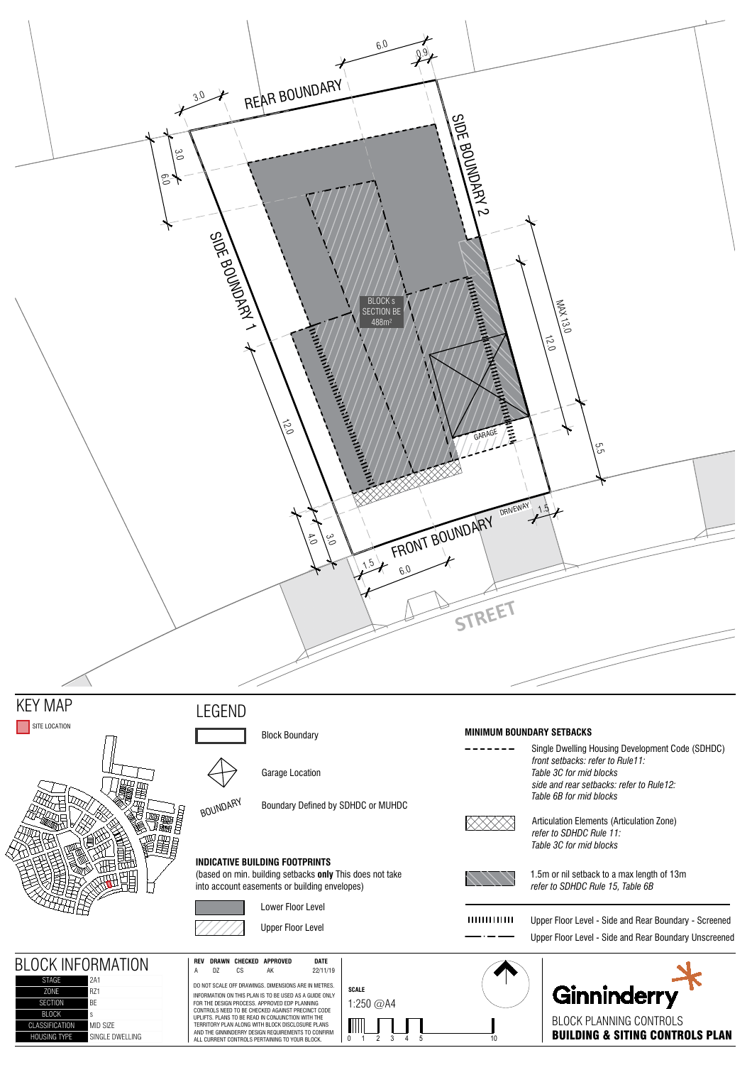REAR BOUNDARY

SIDE BOUNDARY 1

SIDE BOUNDARY 2

FRONT BOUNDARY

STREET

DRIVEWAY

GARAGE

BLOCK s
SECTION BE
488m²

3.0 | 6.0 | 0.9 | 3.0 | 6.0 | MAX 13.0 | 12.0 | 12.0 | 5.5 | 4.0 | 3.0 | 1.5 | 6.0 | 1.5

## KEY MAP

SITE LOCATION

## LEGEND

- Block Boundary
- Garage Location
- BOUNDARY — Boundary Defined by SDHDC or MUHDC

### INDICATIVE BUILDING FOOTPRINTS

(based on min. building setbacks **only** This does not take into account easements or building envelopes)

- Lower Floor Level
- Upper Floor Level

### MINIMUM BOUNDARY SETBACKS

- Single Dwelling Housing Development Code (SDHDC) *front setbacks: refer to Rule11: Table 3C for mid blocks side and rear setbacks: refer to Rule12: Table 6B for mid blocks*
- Articulation Elements (Articulation Zone) *refer to SDHDC Rule 11: Table 3C for mid blocks*
- 1.5m or nil setback to a max length of 13m *refer to SDHDC Rule 15, Table 6B*
- Upper Floor Level - Side and Rear Boundary - Screened
- Upper Floor Level - Side and Rear Boundary Unscreened

## BLOCK INFORMATION

| | |
|---|---|
| STAGE | 2A1 |
| ZONE | RZ1 |
| SECTION | BE |
| BLOCK | s |
| CLASSIFICATION | MID SIZE |
| HOUSING TYPE | SINGLE DWELLING |

| REV | DRAWN | CHECKED | APPROVED | DATE |
|---|---|---|---|---|
| A | DZ | CS | AK | 22/11/19 |

DO NOT SCALE OFF DRAWINGS. DIMENSIONS ARE IN METRES.

INFORMATION ON THIS PLAN IS TO BE USED AS A GUIDE ONLY FOR THE DESIGN PROCESS. APPROVED EDP PLANNING CONTROLS NEED TO BE CHECKED AGAINST PRECINCT CODE UPLIFTS. PLANS TO BE READ IN CONJUNCTION WITH THE TERRITORY PLAN ALONG WITH BLOCK DISCLOSURE PLANS AND THE GINNINDERRY DESIGN REQUIREMENTS TO CONFIRM ALL CURRENT CONTROLS PERTAINING TO YOUR BLOCK.

**SCALE**

1:250 @A4

0 1 2 3 4 5 10

Ginninderry

BLOCK PLANNING CONTROLS

**BUILDING & SITING CONTROLS PLAN**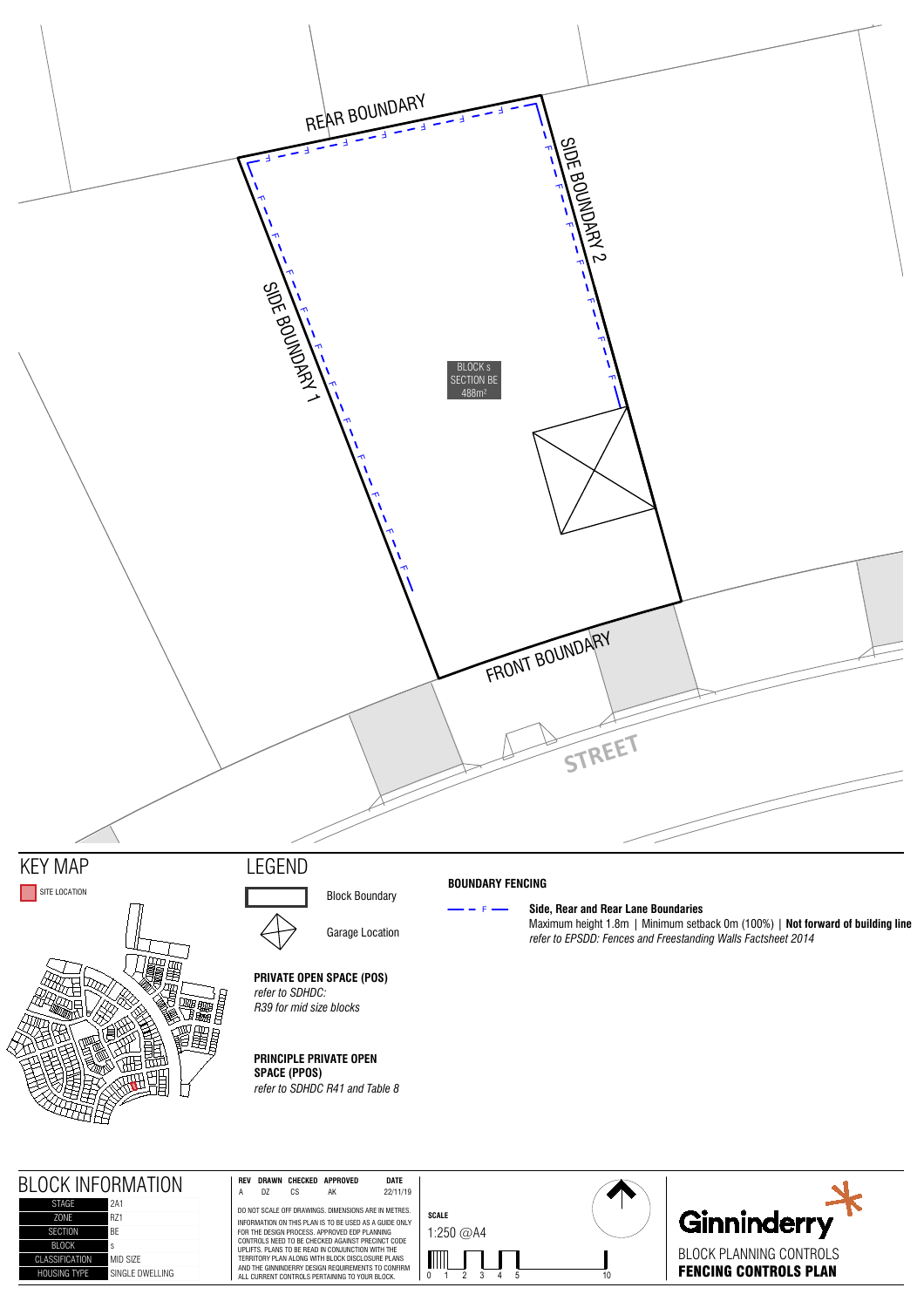REAR BOUNDARY

SIDE BOUNDARY 2

SIDE BOUNDARY 1

BLOCK s
SECTION BE
488m²

FRONT BOUNDARY

STREET

## KEY MAP

SITE LOCATION

## LEGEND

Block Boundary

Garage Location

**PRIVATE OPEN SPACE (POS)**
*refer to SDHDC:*
*R39 for mid size blocks*

**PRINCIPLE PRIVATE OPEN SPACE (PPOS)**
*refer to SDHDC R41 and Table 8*

**BOUNDARY FENCING**

**Side, Rear and Rear Lane Boundaries**
Maximum height 1.8m | Minimum setback 0m (100%) | **Not forward of building line**
*refer to EPSDD: Fences and Freestanding Walls Factsheet 2014*

## BLOCK INFORMATION

| | |
|---|---|
| STAGE | 2A1 |
| ZONE | RZ1 |
| SECTION | BE |
| BLOCK | s |
| CLASSIFICATION | MID SIZE |
| HOUSING TYPE | SINGLE DWELLING |

| REV | DRAWN | CHECKED | APPROVED | DATE |
|---|---|---|---|---|
| A | DZ | CS | AK | 22/11/19 |

DO NOT SCALE OFF DRAWINGS. DIMENSIONS ARE IN METRES.

INFORMATION ON THIS PLAN IS TO BE USED AS A GUIDE ONLY FOR THE DESIGN PROCESS. APPROVED EDP PLANNING CONTROLS NEED TO BE CHECKED AGAINST PRECINCT CODE UPLIFTS. PLANS TO BE READ IN CONJUNCTION WITH THE TERRITORY PLAN ALONG WITH BLOCK DISCLOSURE PLANS AND THE GINNINDERRY DESIGN REQUIREMENTS TO CONFIRM ALL CURRENT CONTROLS PERTAINING TO YOUR BLOCK.

**SCALE**
1:250 @A4
0 1 2 3 4 5 10

Ginninderry

BLOCK PLANNING CONTROLS
**FENCING CONTROLS PLAN**